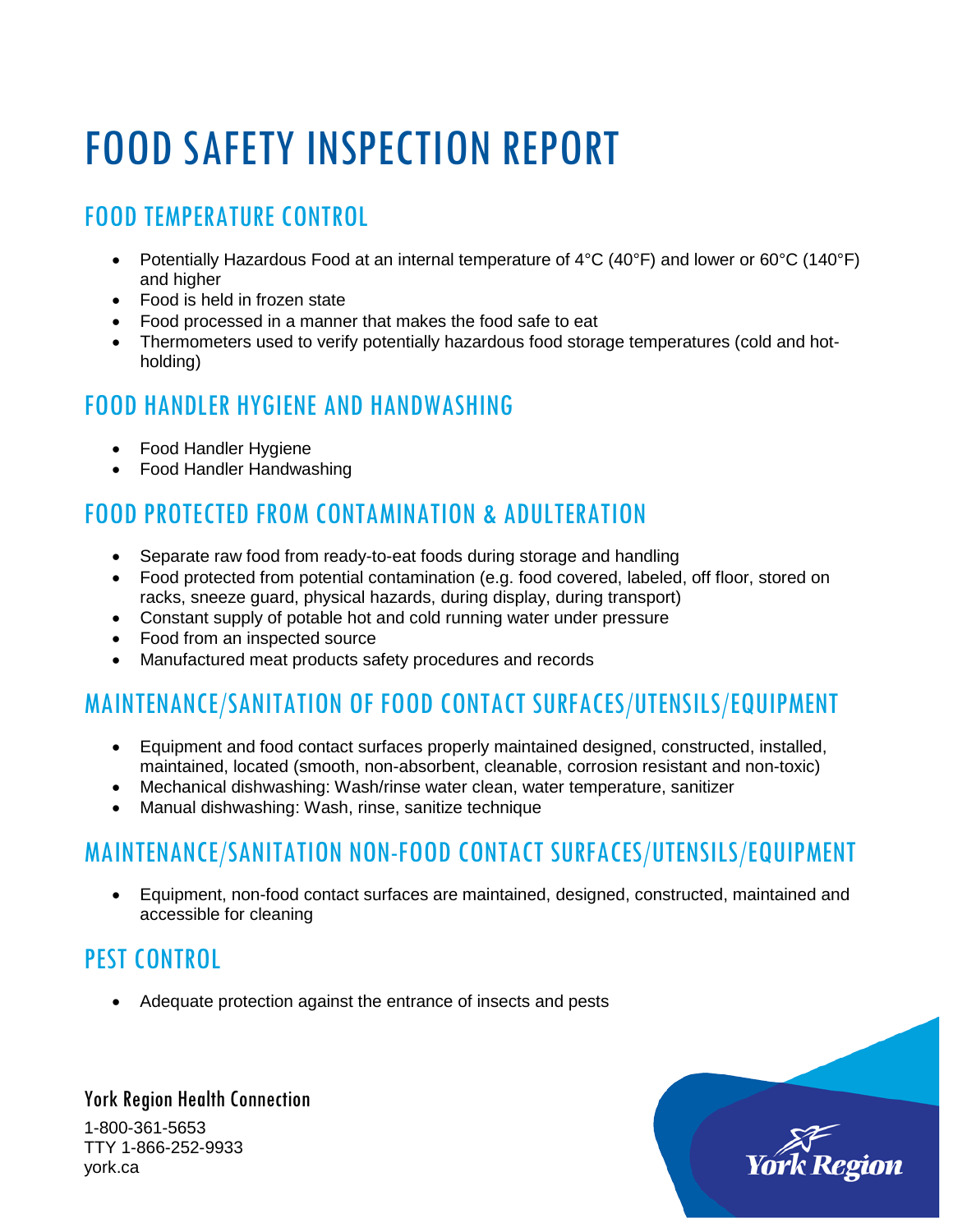# FOOD SAFETY INSPECTION REPORT

## FOOD TEMPERATURE CONTROL

- Potentially Hazardous Food at an internal temperature of 4°C (40°F) and lower or 60°C (140°F) and higher
- Food is held in frozen state
- Food processed in a manner that makes the food safe to eat
- Thermometers used to verify potentially hazardous food storage temperatures (cold and hot-holding)

## FOOD HANDLER HYGIENE AND HANDWASHING

- Food Handler Hygiene
- Food Handler Handwashing

## FOOD PROTECTED FROM CONTAMINATION & ADULTERATION

- Separate raw food from ready-to-eat foods during storage and handling
- Food protected from potential contamination (e.g. food covered, labeled, off floor, stored on racks, sneeze guard, physical hazards, during display, during transport)
- Constant supply of potable hot and cold running water under pressure
- Food from an inspected source
- Manufactured meat products safety procedures and records

## MAINTENANCE/SANITATION OF FOOD CONTACT SURFACES/UTENSILS/EQUIPMENT

- Equipment and food contact surfaces properly maintained designed, constructed, installed, maintained, located (smooth, non-absorbent, cleanable, corrosion resistant and non-toxic)
- Mechanical dishwashing: Wash/rinse water clean, water temperature, sanitizer
- Manual dishwashing: Wash, rinse, sanitize technique

## MAINTENANCE/SANITATION NON-FOOD CONTACT SURFACES/UTENSILS/EQUIPMENT

- Equipment, non-food contact surfaces are maintained, designed, constructed, maintained and accessible for cleaning

## PEST CONTROL

- Adequate protection against the entrance of insects and pests

York Region Health Connection

1-800-361-5653
TTY 1-866-252-9933
york.ca

York Region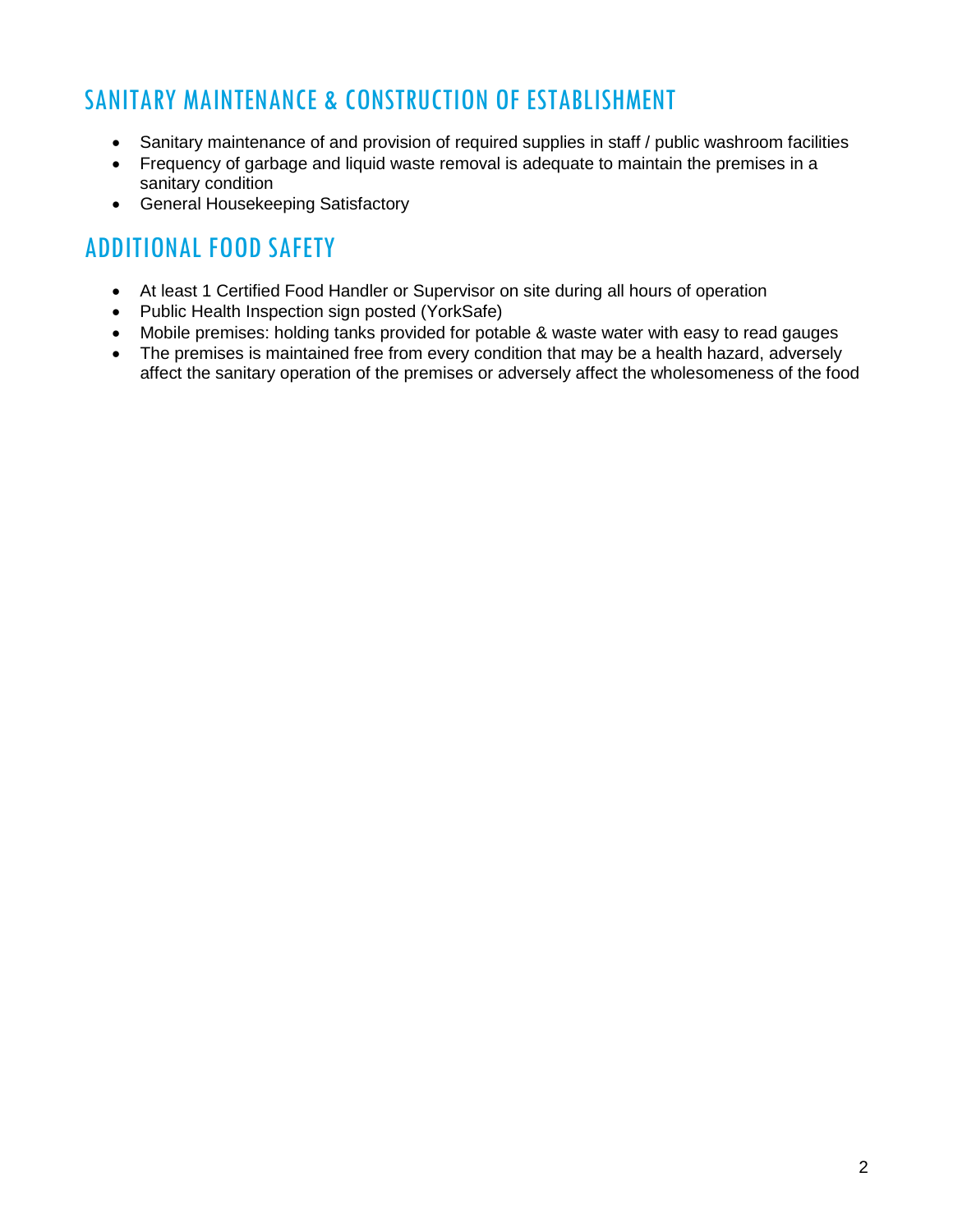## SANITARY MAINTENANCE & CONSTRUCTION OF ESTABLISHMENT

- Sanitary maintenance of and provision of required supplies in staff / public washroom facilities
- Frequency of garbage and liquid waste removal is adequate to maintain the premises in a sanitary condition
- General Housekeeping Satisfactory

## ADDITIONAL FOOD SAFETY

- At least 1 Certified Food Handler or Supervisor on site during all hours of operation
- Public Health Inspection sign posted (YorkSafe)
- Mobile premises: holding tanks provided for potable & waste water with easy to read gauges
- The premises is maintained free from every condition that may be a health hazard, adversely affect the sanitary operation of the premises or adversely affect the wholesomeness of the food